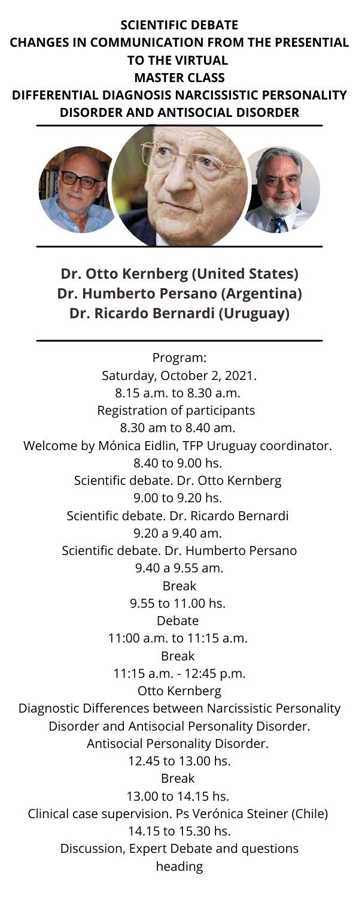# SCIENTIFIC DEBATE
# CHANGES IN COMMUNICATION FROM THE PRESENTIAL TO THE VIRTUAL
# MASTER CLASS
# DIFFERENTIAL DIAGNOSIS NARCISSISTIC PERSONALITY DISORDER AND ANTISOCIAL DISORDER

**Dr. Otto Kernberg (United States)**
**Dr. Humberto Persano (Argentina)**
**Dr. Ricardo Bernardi (Uruguay)**

Program:

Saturday, October 2, 2021.

8.15 a.m. to 8.30 a.m.
Registration of participants

8.30 am to 8.40 am.
Welcome by Mónica Eidlin, TFP Uruguay coordinator.

8.40 to 9.00 hs.
Scientific debate. Dr. Otto Kernberg

9.00 to 9.20 hs.
Scientific debate. Dr. Ricardo Bernardi

9.20 a 9.40 am.
Scientific debate. Dr. Humberto Persano

9.40 a 9.55 am.
Break

9.55 to 11.00 hs.
Debate

11:00 a.m. to 11:15 a.m.
Break

11:15 a.m. - 12:45 p.m.
Otto Kernberg
Diagnostic Differences between Narcissistic Personality Disorder and Antisocial Personality Disorder.
Antisocial Personality Disorder.

12.45 to 13.00 hs.
Break

13.00 to 14.15 hs.
Clinical case supervision. Ps Verónica Steiner (Chile)

14.15 to 15.30 hs.
Discussion, Expert Debate and questions heading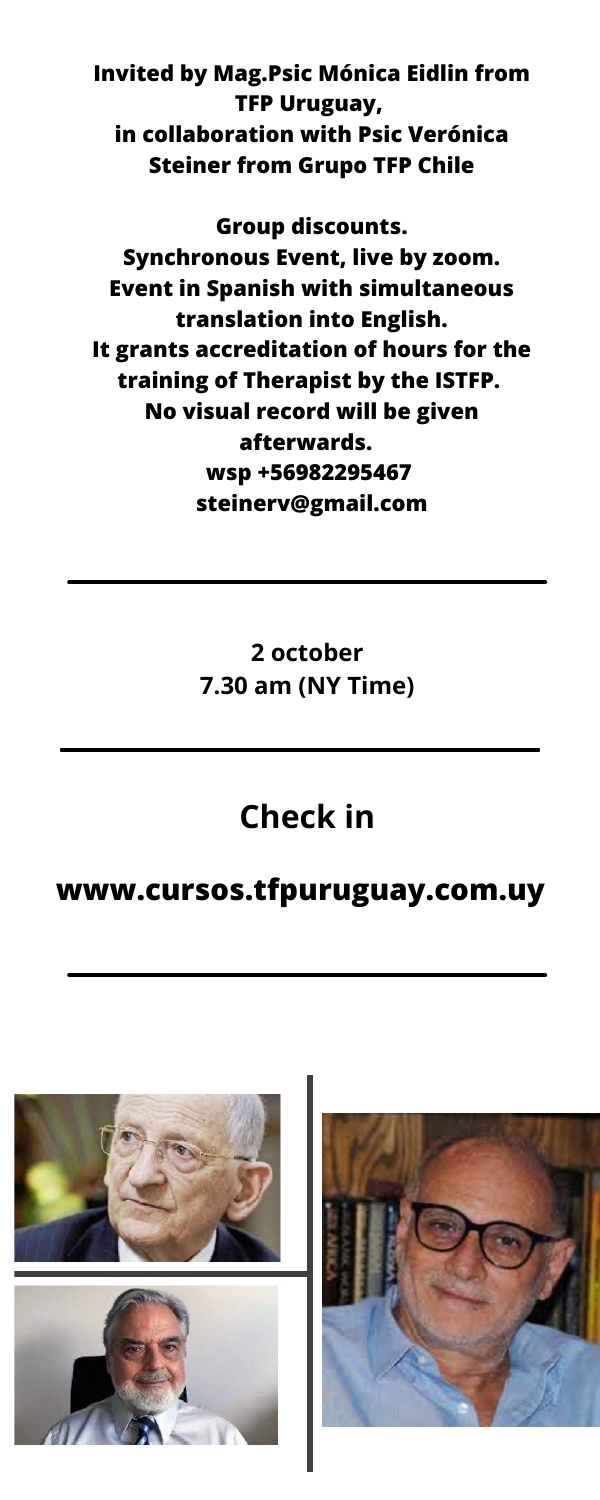**Invited by Mag.Psic Mónica Eidlin from TFP Uruguay, in collaboration with Psic Verónica Steiner from Grupo TFP Chile**

**Group discounts.**
**Synchronous Event, live by zoom.**
**Event in Spanish with simultaneous translation into English.**
**It grants accreditation of hours for the training of Therapist by the ISTFP.**
**No visual record will be given afterwards.**
**wsp +56982295467**
**steinerv@gmail.com**

---

**2 october**
**7.30 am (NY Time)**

---

## Check in

### www.cursos.tfpuruguay.com.uy

---